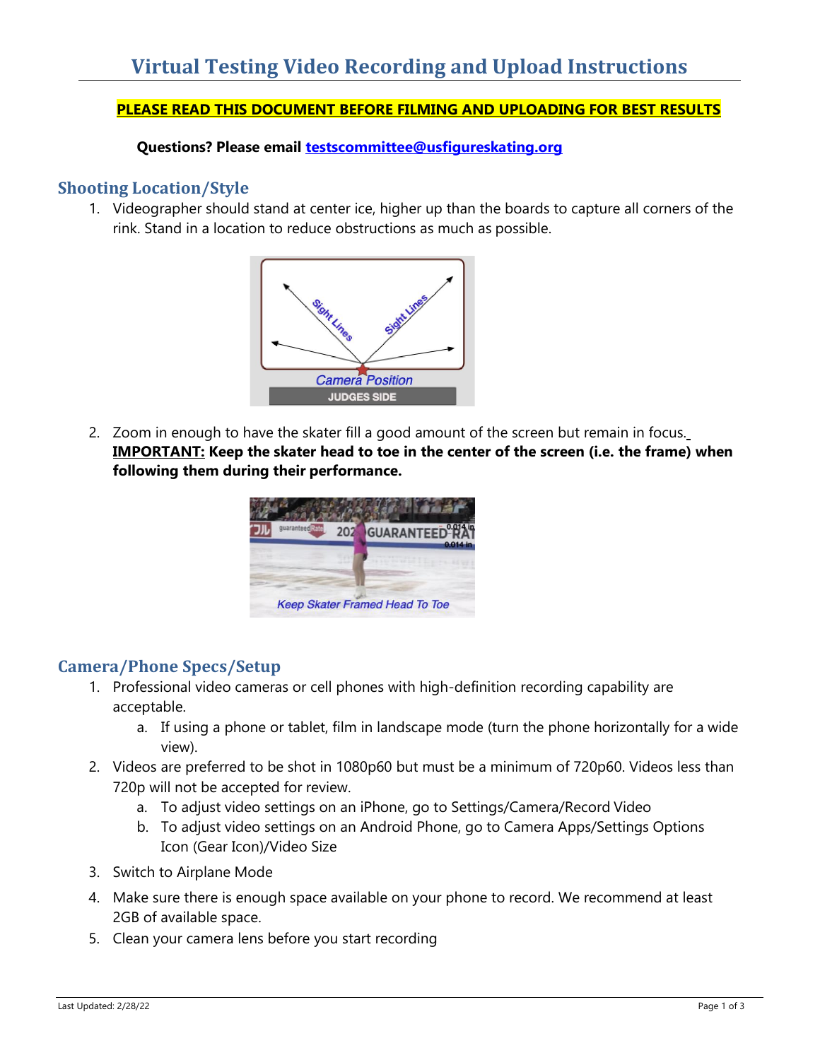# Virtual Testing Video Recording and Upload Instructions

**PLEASE READ THIS DOCUMENT BEFORE FILMING AND UPLOADING FOR BEST RESULTS**

**Questions? Please email [testscommittee@usfigureskating.org](mailto:testscommittee@usfigureskating.org)**

## Shooting Location/Style

1. Videographer should stand at center ice, higher up than the boards to capture all corners of the rink. Stand in a location to reduce obstructions as much as possible.

2. Zoom in enough to have the skater fill a good amount of the screen but remain in focus. **IMPORTANT: Keep the skater head to toe in the center of the screen (i.e. the frame) when following them during their performance.**

## Camera/Phone Specs/Setup

1. Professional video cameras or cell phones with high-definition recording capability are acceptable.
   a. If using a phone or tablet, film in landscape mode (turn the phone horizontally for a wide view).
2. Videos are preferred to be shot in 1080p60 but must be a minimum of 720p60. Videos less than 720p will not be accepted for review.
   a. To adjust video settings on an iPhone, go to Settings/Camera/Record Video
   b. To adjust video settings on an Android Phone, go to Camera Apps/Settings Options Icon (Gear Icon)/Video Size
3. Switch to Airplane Mode
4. Make sure there is enough space available on your phone to record. We recommend at least 2GB of available space.
5. Clean your camera lens before you start recording

Last Updated: 2/28/22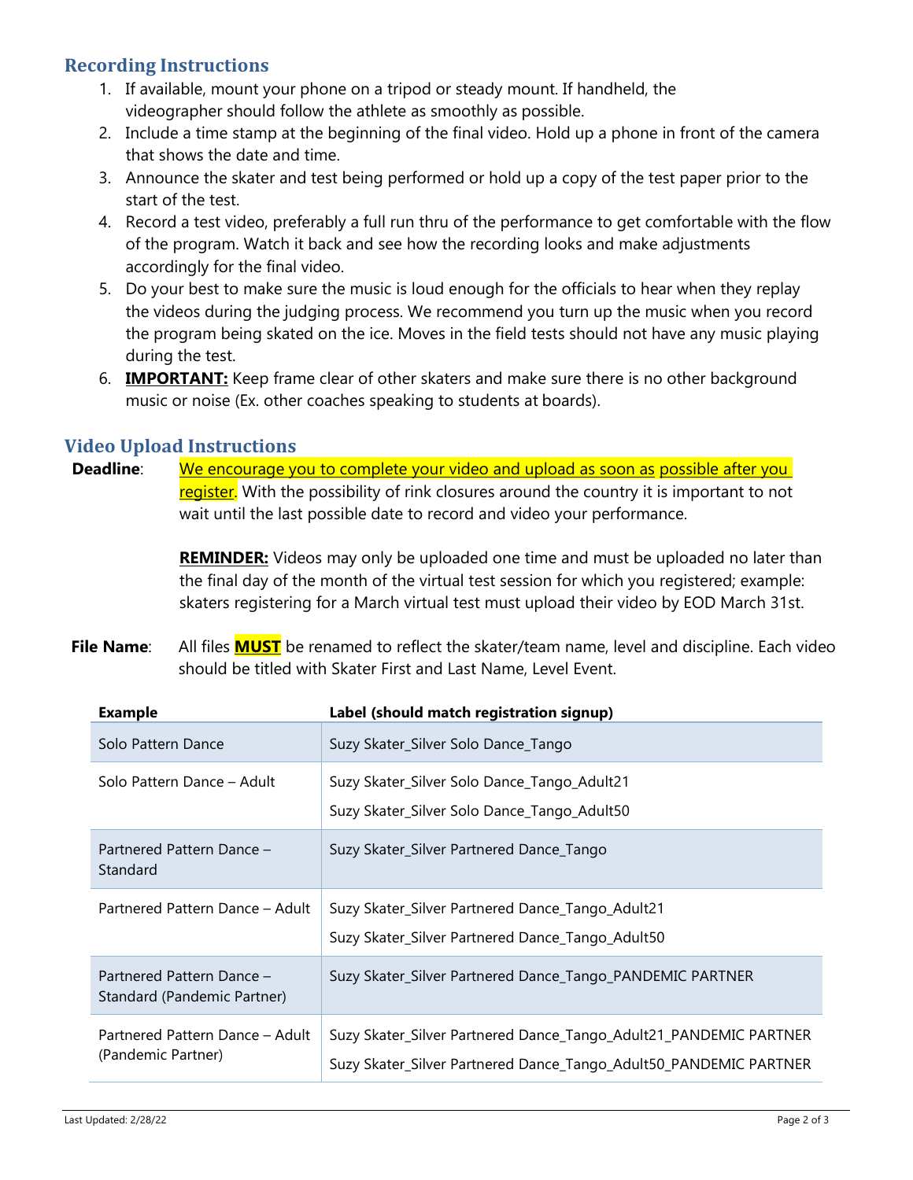## Recording Instructions

1. If available, mount your phone on a tripod or steady mount. If handheld, the videographer should follow the athlete as smoothly as possible.
2. Include a time stamp at the beginning of the final video. Hold up a phone in front of the camera that shows the date and time.
3. Announce the skater and test being performed or hold up a copy of the test paper prior to the start of the test.
4. Record a test video, preferably a full run thru of the performance to get comfortable with the flow of the program. Watch it back and see how the recording looks and make adjustments accordingly for the final video.
5. Do your best to make sure the music is loud enough for the officials to hear when they replay the videos during the judging process. We recommend you turn up the music when you record the program being skated on the ice. Moves in the field tests should not have any music playing during the test.
6. **IMPORTANT:** Keep frame clear of other skaters and make sure there is no other background music or noise (Ex. other coaches speaking to students at boards).

## Video Upload Instructions

**Deadline**: We encourage you to complete your video and upload as soon as possible after you register. With the possibility of rink closures around the country it is important to not wait until the last possible date to record and video your performance.

**REMINDER:** Videos may only be uploaded one time and must be uploaded no later than the final day of the month of the virtual test session for which you registered; example: skaters registering for a March virtual test must upload their video by EOD March 31st.

**File Name**: All files **MUST** be renamed to reflect the skater/team name, level and discipline. Each video should be titled with Skater First and Last Name, Level Event.

| Example | Label (should match registration signup) |
|---|---|
| Solo Pattern Dance | Suzy Skater_Silver Solo Dance_Tango |
| Solo Pattern Dance – Adult | Suzy Skater_Silver Solo Dance_Tango_Adult21<br>Suzy Skater_Silver Solo Dance_Tango_Adult50 |
| Partnered Pattern Dance – Standard | Suzy Skater_Silver Partnered Dance_Tango |
| Partnered Pattern Dance – Adult | Suzy Skater_Silver Partnered Dance_Tango_Adult21<br>Suzy Skater_Silver Partnered Dance_Tango_Adult50 |
| Partnered Pattern Dance – Standard (Pandemic Partner) | Suzy Skater_Silver Partnered Dance_Tango_PANDEMIC PARTNER |
| Partnered Pattern Dance – Adult (Pandemic Partner) | Suzy Skater_Silver Partnered Dance_Tango_Adult21_PANDEMIC PARTNER<br>Suzy Skater_Silver Partnered Dance_Tango_Adult50_PANDEMIC PARTNER |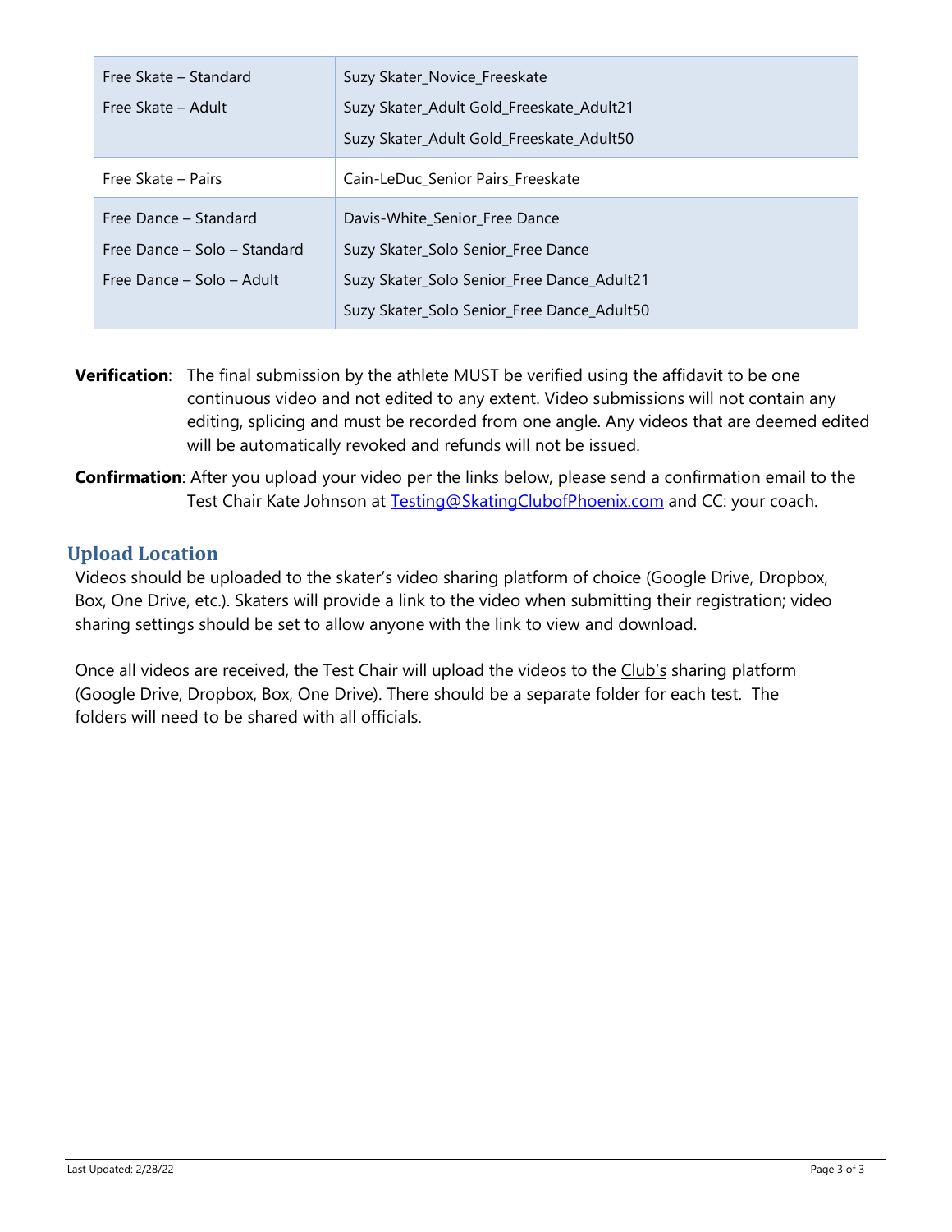| | |
|---|---|
| Free Skate – Standard<br>Free Skate – Adult | Suzy Skater_Novice_Freeskate<br>Suzy Skater_Adult Gold_Freeskate_Adult21<br>Suzy Skater_Adult Gold_Freeskate_Adult50 |
| Free Skate – Pairs | Cain-LeDuc_Senior Pairs_Freeskate |
| Free Dance – Standard<br>Free Dance – Solo – Standard<br>Free Dance – Solo – Adult | Davis-White_Senior_Free Dance<br>Suzy Skater_Solo Senior_Free Dance<br>Suzy Skater_Solo Senior_Free Dance_Adult21<br>Suzy Skater_Solo Senior_Free Dance_Adult50 |

**Verification**: The final submission by the athlete MUST be verified using the affidavit to be one continuous video and not edited to any extent. Video submissions will not contain any editing, splicing and must be recorded from one angle. Any videos that are deemed edited will be automatically revoked and refunds will not be issued.

**Confirmation**: After you upload your video per the links below, please send a confirmation email to the Test Chair Kate Johnson at Testing@SkatingClubofPhoenix.com and CC: your coach.

## Upload Location

Videos should be uploaded to the skater's video sharing platform of choice (Google Drive, Dropbox, Box, One Drive, etc.). Skaters will provide a link to the video when submitting their registration; video sharing settings should be set to allow anyone with the link to view and download.

Once all videos are received, the Test Chair will upload the videos to the Club's sharing platform (Google Drive, Dropbox, Box, One Drive). There should be a separate folder for each test. The folders will need to be shared with all officials.

Last Updated: 2/28/22